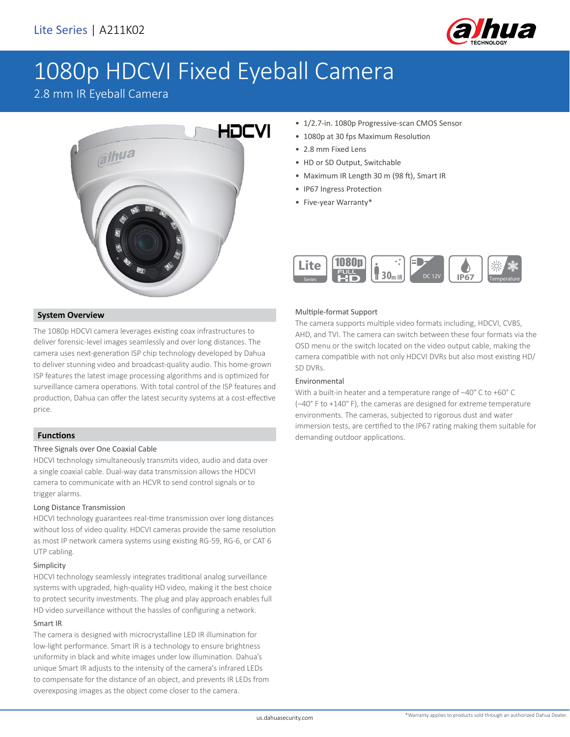Lite Series | A211K02

# 1080p HDCVI Fixed Eyeball Camera

2.8 mm IR Eyeball Camera

- 1/2.7-in. 1080p Progressive-scan CMOS Sensor
- 1080p at 30 fps Maximum Resolution
- 2.8 mm Fixed Lens
- HD or SD Output, Switchable
- Maximum IR Length 30 m (98 ft), Smart IR
- IP67 Ingress Protection
- Five-year Warranty*

## System Overview

The 1080p HDCVI camera leverages existing coax infrastructures to deliver forensic-level images seamlessly and over long distances. The camera uses next-generation ISP chip technology developed by Dahua to deliver stunning video and broadcast-quality audio. This home-grown ISP features the latest image processing algorithms and is optimized for surveillance camera operations. With total control of the ISP features and production, Dahua can offer the latest security systems at a cost-effective price.

## Functions

### Three Signals over One Coaxial Cable

HDCVI technology simultaneously transmits video, audio and data over a single coaxial cable. Dual-way data transmission allows the HDCVI camera to communicate with an HCVR to send control signals or to trigger alarms.

### Long Distance Transmission

HDCVI technology guarantees real-time transmission over long distances without loss of video quality. HDCVI cameras provide the same resolution as most IP network camera systems using existing RG-59, RG-6, or CAT 6 UTP cabling.

### Simplicity

HDCVI technology seamlessly integrates traditional analog surveillance systems with upgraded, high-quality HD video, making it the best choice to protect security investments. The plug and play approach enables full HD video surveillance without the hassles of configuring a network.

### Smart IR

The camera is designed with microcrystalline LED IR illumination for low-light performance. Smart IR is a technology to ensure brightness uniformity in black and white images under low illumination. Dahua's unique Smart IR adjusts to the intensity of the camera's infrared LEDs to compensate for the distance of an object, and prevents IR LEDs from overexposing images as the object come closer to the camera.

### Multiple-format Support

The camera supports multiple video formats including, HDCVI, CVBS, AHD, and TVI. The camera can switch between these four formats via the OSD menu or the switch located on the video output cable, making the camera compatible with not only HDCVI DVRs but also most existing HD/SD DVRs.

### Environmental

With a built-in heater and a temperature range of –40° C to +60° C (–40° F to +140° F), the cameras are designed for extreme temperature environments. The cameras, subjected to rigorous dust and water immersion tests, are certified to the IP67 rating making them suitable for demanding outdoor applications.

*Warranty applies to products sold through an authorized Dahua Dealer.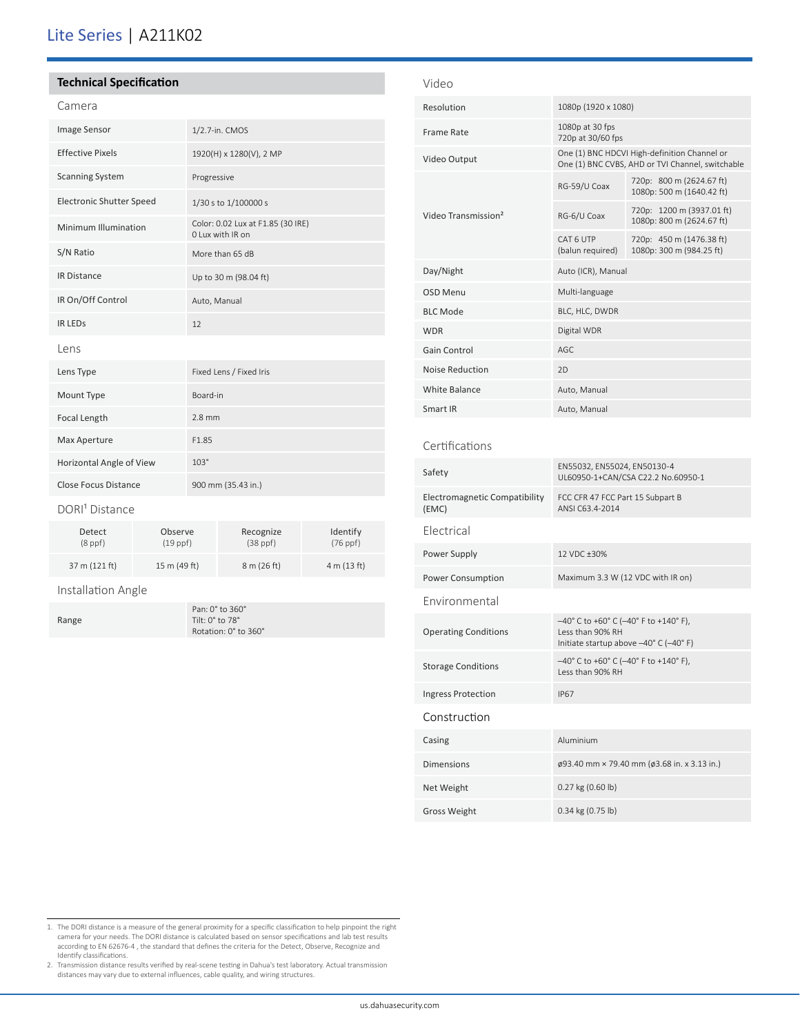## Technical Specification

### Camera

| | |
|---|---|
| Image Sensor | 1/2.7-in. CMOS |
| Effective Pixels | 1920(H) x 1280(V), 2 MP |
| Scanning System | Progressive |
| Electronic Shutter Speed | 1/30 s to 1/100000 s |
| Minimum Illumination | Color: 0.02 Lux at F1.85 (30 IRE)<br>0 Lux with IR on |
| S/N Ratio | More than 65 dB |
| IR Distance | Up to 30 m (98.04 ft) |
| IR On/Off Control | Auto, Manual |
| IR LEDs | 12 |

### Lens

| | |
|---|---|
| Lens Type | Fixed Lens / Fixed Iris |
| Mount Type | Board-in |
| Focal Length | 2.8 mm |
| Max Aperture | F1.85 |
| Horizontal Angle of View | 103° |
| Close Focus Distance | 900 mm (35.43 in.) |

### DORI[1] Distance

| Detect (8 ppf) | Observe (19 ppf) | Recognize (38 ppf) | Identify (76 ppf) |
|---|---|---|---|
| 37 m (121 ft) | 15 m (49 ft) | 8 m (26 ft) | 4 m (13 ft) |

### Installation Angle

| | |
|---|---|
| Range | Pan: 0° to 360°<br>Tilt: 0° to 78°<br>Rotation: 0° to 360° |

### Video

| | | |
|---|---|---|
| Resolution | 1080p (1920 x 1080) | |
| Frame Rate | 1080p at 30 fps<br>720p at 30/60 fps | |
| Video Output | One (1) BNC HDCVI High-definition Channel or One (1) BNC CVBS, AHD or TVI Channel, switchable | |
| Video Transmission[2] | RG-59/U Coax | 720p: 800 m (2624.67 ft)<br>1080p: 500 m (1640.42 ft) |
| | RG-6/U Coax | 720p: 1200 m (3937.01 ft)<br>1080p: 800 m (2624.67 ft) |
| | CAT 6 UTP (balun required) | 720p: 450 m (1476.38 ft)<br>1080p: 300 m (984.25 ft) |
| Day/Night | Auto (ICR), Manual | |
| OSD Menu | Multi-language | |
| BLC Mode | BLC, HLC, DWDR | |
| WDR | Digital WDR | |
| Gain Control | AGC | |
| Noise Reduction | 2D | |
| White Balance | Auto, Manual | |
| Smart IR | Auto, Manual | |

### Certifications

| | |
|---|---|
| Safety | EN55032, EN55024, EN50130-4<br>UL60950-1+CAN/CSA C22.2 No.60950-1 |
| Electromagnetic Compatibility (EMC) | FCC CFR 47 FCC Part 15 Subpart B<br>ANSI C63.4-2014 |

### Electrical

| | |
|---|---|
| Power Supply | 12 VDC ±30% |
| Power Consumption | Maximum 3.3 W (12 VDC with IR on) |

### Environmental

| | |
|---|---|
| Operating Conditions | –40° C to +60° C (–40° F to +140° F),<br>Less than 90% RH<br>Initiate startup above –40° C (–40° F) |
| Storage Conditions | –40° C to +60° C (–40° F to +140° F),<br>Less than 90% RH |
| Ingress Protection | IP67 |

### Construction

| | |
|---|---|
| Casing | Aluminium |
| Dimensions | ø93.40 mm × 79.40 mm (ø3.68 in. x 3.13 in.) |
| Net Weight | 0.27 kg (0.60 lb) |
| Gross Weight | 0.34 kg (0.75 lb) |

1. The DORI distance is a measure of the general proximity for a specific classification to help pinpoint the right camera for your needs. The DORI distance is calculated based on sensor specifications and lab test results according to EN 62676-4 , the standard that defines the criteria for the Detect, Observe, Recognize and Identify classifications.
2. Transmission distance results verified by real-scene testing in Dahua's test laboratory. Actual transmission distances may vary due to external influences, cable quality, and wiring structures.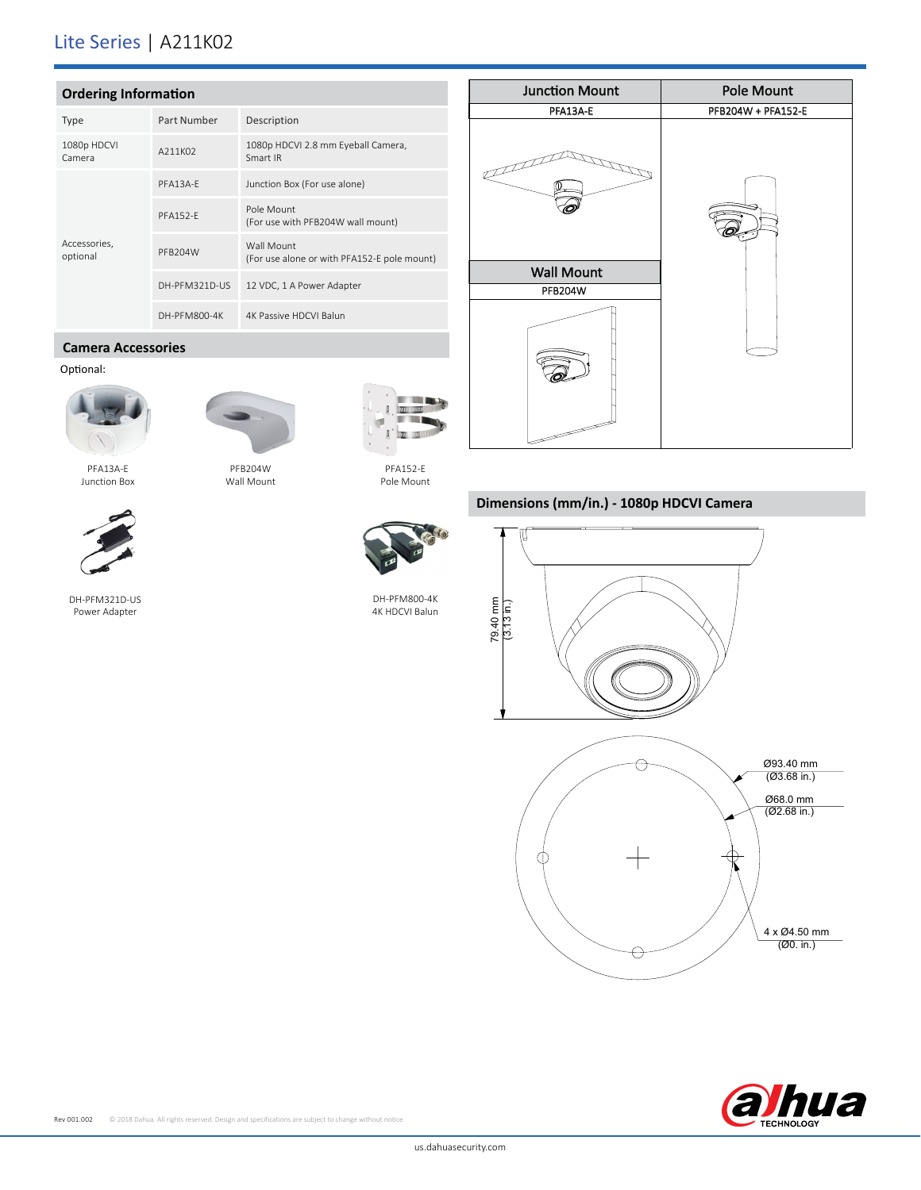## Ordering Information

| Type | Part Number | Description |
|---|---|---|
| 1080p HDCVI Camera | A211K02 | 1080p HDCVI 2.8 mm Eyeball Camera, Smart IR |
| Accessories, optional | PFA13A-E | Junction Box (For use alone) |
| | PFA152-E | Pole Mount (For use with PFB204W wall mount) |
| | PFB204W | Wall Mount (For use alone or with PFA152-E pole mount) |
| | DH-PFM321D-US | 12 VDC, 1 A Power Adapter |
| | DH-PFM800-4K | 4K Passive HDCVI Balun |

## Camera Accessories

Optional:

PFA13A-E
Junction Box

PFB204W
Wall Mount

PFA152-E
Pole Mount

DH-PFM321D-US
Power Adapter

DH-PFM800-4K
4K HDCVI Balun

| Junction Mount | Pole Mount |
|---|---|
| PFA13A-E | PFB204W + PFA152-E |

| Wall Mount |
|---|
| PFB204W |

## Dimensions (mm/in.) - 1080p HDCVI Camera

79.40 mm
(3.13 in.)

Ø93.40 mm
(Ø3.68 in.)

Ø68.0 mm
(Ø2.68 in.)

4 x Ø4.50 mm
(Ø0. in.)

Rev 001.002 © 2018 Dahua. All rights reserved. Design and specifications are subject to change without notice.

us.dahuasecurity.com